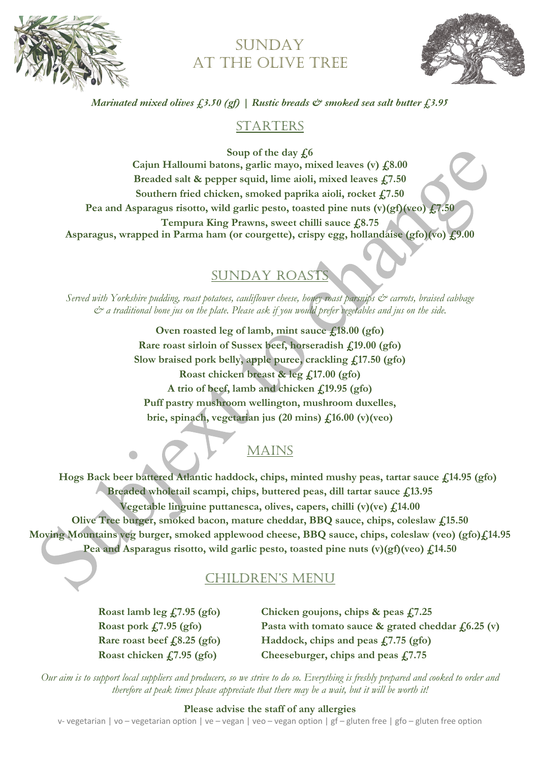# SUNDAY AT THE OLIVE TREE

***Marinated mixed olives £3.50 (gf) | Rustic breads & smoked sea salt butter £3.95***

## STARTERS

**Soup of the day £6**
**Cajun Halloumi batons, garlic mayo, mixed leaves (v) £8.00**
**Breaded salt & pepper squid, lime aioli, mixed leaves £7.50**
**Southern fried chicken, smoked paprika aioli, rocket £7.50**
**Pea and Asparagus risotto, wild garlic pesto, toasted pine nuts (v)(gf)(veo) £7.50**
**Tempura King Prawns, sweet chilli sauce £8.75**
**Asparagus, wrapped in Parma ham (or courgette), crispy egg, hollandaise (gfo)(vo) £9.00**

## SUNDAY ROASTS

*Served with Yorkshire pudding, roast potatoes, cauliflower cheese, honey roast parsnips & carrots, braised cabbage & a traditional bone jus on the plate. Please ask if you would prefer vegetables and jus on the side.*

**Oven roasted leg of lamb, mint sauce £18.00 (gfo)**
**Rare roast sirloin of Sussex beef, horseradish £19.00 (gfo)**
**Slow braised pork belly, apple puree, crackling £17.50 (gfo)**
**Roast chicken breast & leg £17.00 (gfo)**
**A trio of beef, lamb and chicken £19.95 (gfo)**
**Puff pastry mushroom wellington, mushroom duxelles, brie, spinach, vegetarian jus (20 mins) £16.00 (v)(veo)**

## MAINS

**Hogs Back beer battered Atlantic haddock, chips, minted mushy peas, tartar sauce £14.95 (gfo)**
**Breaded wholetail scampi, chips, buttered peas, dill tartar sauce £13.95**
**Vegetable linguine puttanesca, olives, capers, chilli (v)(ve) £14.00**
**Olive Tree burger, smoked bacon, mature cheddar, BBQ sauce, chips, coleslaw £15.50**
**Moving Mountains veg burger, smoked applewood cheese, BBQ sauce, chips, coleslaw (veo) (gfo)£14.95**
**Pea and Asparagus risotto, wild garlic pesto, toasted pine nuts (v)(gf)(veo) £14.50**

## CHILDREN'S MENU

**Roast lamb leg £7.95 (gfo)**
**Roast pork £7.95 (gfo)**
**Rare roast beef £8.25 (gfo)**
**Roast chicken £7.95 (gfo)**
**Chicken goujons, chips & peas £7.25**
**Pasta with tomato sauce & grated cheddar £6.25 (v)**
**Haddock, chips and peas £7.75 (gfo)**
**Cheeseburger, chips and peas £7.75**

*Our aim is to support local suppliers and producers, so we strive to do so. Everything is freshly prepared and cooked to order and therefore at peak times please appreciate that there may be a wait, but it will be worth it!*

**Please advise the staff of any allergies**

v- vegetarian | vo – vegetarian option | ve – vegan | veo – vegan option | gf – gluten free | gfo – gluten free option

Subject to change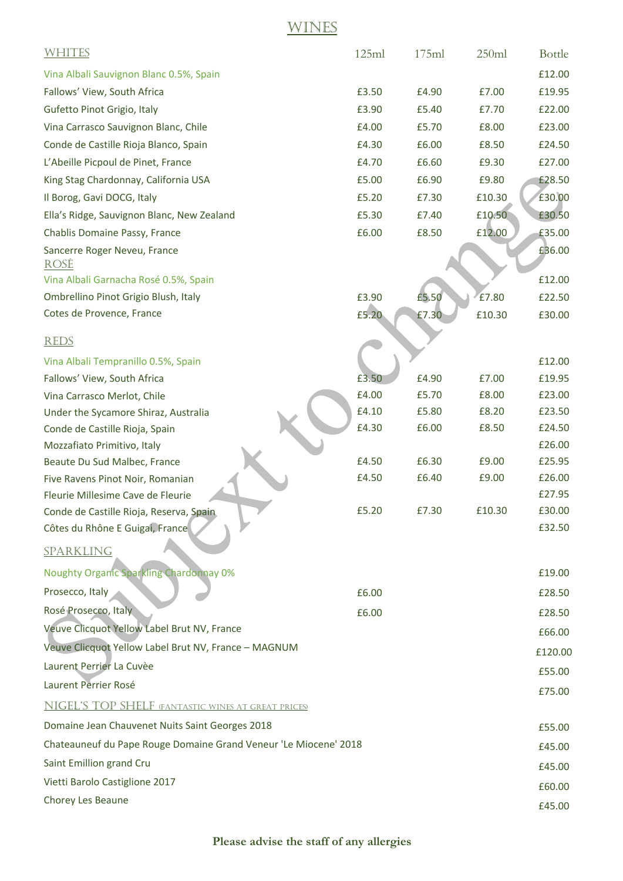# WINES

| WHITES | 125ml | 175ml | 250ml | Bottle |
|---|---|---|---|---|
| Vina Albali Sauvignon Blanc 0.5%, Spain | | | | £12.00 |
| Fallows' View, South Africa | £3.50 | £4.90 | £7.00 | £19.95 |
| Gufetto Pinot Grigio, Italy | £3.90 | £5.40 | £7.70 | £22.00 |
| Vina Carrasco Sauvignon Blanc, Chile | £4.00 | £5.70 | £8.00 | £23.00 |
| Conde de Castille Rioja Blanco, Spain | £4.30 | £6.00 | £8.50 | £24.50 |
| L'Abeille Picpoul de Pinet, France | £4.70 | £6.60 | £9.30 | £27.00 |
| King Stag Chardonnay, California USA | £5.00 | £6.90 | £9.80 | £28.50 |
| Il Borog, Gavi DOCG, Italy | £5.20 | £7.30 | £10.30 | £30.00 |
| Ella's Ridge, Sauvignon Blanc, New Zealand | £5.30 | £7.40 | £10.50 | £30.50 |
| Chablis Domaine Passy, France | £6.00 | £8.50 | £12.00 | £35.00 |
| Sancerre Roger Neveu, France | | | | £36.00 |
| **ROSÉ** | | | | |
| Vina Albali Garnacha Rosé 0.5%, Spain | | | | £12.00 |
| Ombrellino Pinot Grigio Blush, Italy | £3.90 | £5.50 | £7.80 | £22.50 |
| Cotes de Provence, France | £5.20 | £7.30 | £10.30 | £30.00 |
| **REDS** | | | | |
| Vina Albali Tempranillo 0.5%, Spain | | | | £12.00 |
| Fallows' View, South Africa | £3.50 | £4.90 | £7.00 | £19.95 |
| Vina Carrasco Merlot, Chile | £4.00 | £5.70 | £8.00 | £23.00 |
| Under the Sycamore Shiraz, Australia | £4.10 | £5.80 | £8.20 | £23.50 |
| Conde de Castille Rioja, Spain | £4.30 | £6.00 | £8.50 | £24.50 |
| Mozzafiato Primitivo, Italy | | | | £26.00 |
| Beaute Du Sud Malbec, France | £4.50 | £6.30 | £9.00 | £25.95 |
| Five Ravens Pinot Noir, Romanian | £4.50 | £6.40 | £9.00 | £26.00 |
| Fleurie Millesime Cave de Fleurie | | | | £27.95 |
| Conde de Castille Rioja, Reserva, Spain | £5.20 | £7.30 | £10.30 | £30.00 |
| Côtes du Rhône E Guigal, France | | | | £32.50 |
| **SPARKLING** | | | | |
| Noughty Organic Sparkling Chardonnay 0% | | | | £19.00 |
| Prosecco, Italy | £6.00 | | | £28.50 |
| Rosé Prosecco, Italy | £6.00 | | | £28.50 |
| Veuve Clicquot Yellow Label Brut NV, France | | | | £66.00 |
| Veuve Clicquot Yellow Label Brut NV, France – MAGNUM | | | | £120.00 |
| Laurent Perrier La Cuvèe | | | | £55.00 |
| Laurent Perrier Rosé | | | | £75.00 |
| **NIGEL'S TOP SHELF** (FANTASTIC WINES AT GREAT PRICES) | | | | |
| Domaine Jean Chauvenet Nuits Saint Georges 2018 | | | | £55.00 |
| Chateauneuf du Pape Rouge Domaine Grand Veneur 'Le Miocene' 2018 | | | | £45.00 |
| Saint Emillion grand Cru | | | | £45.00 |
| Vietti Barolo Castiglione 2017 | | | | £60.00 |
| Chorey Les Beaune | | | | £45.00 |

Subject to change

**Please advise the staff of any allergies**